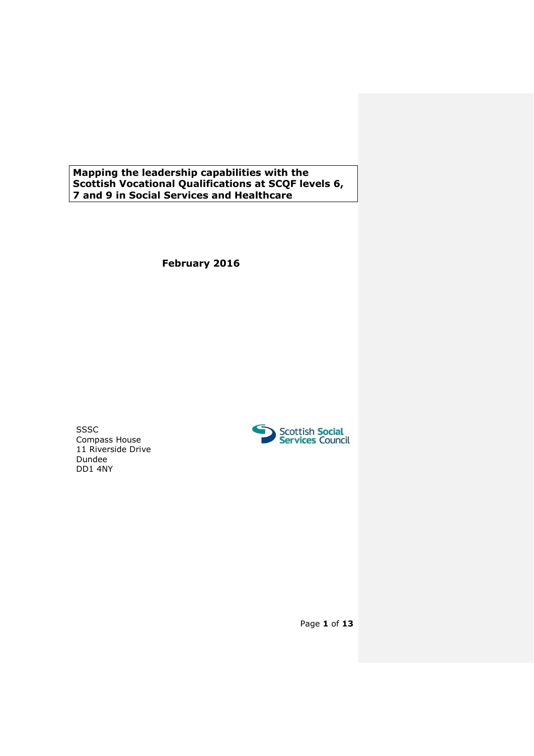# Mapping the leadership capabilities with the Scottish Vocational Qualifications at SCQF levels 6, 7 and 9 in Social Services and Healthcare

**February 2016**

SSSC
Compass House
11 Riverside Drive
Dundee
DD1 4NY

Scottish Social Services Council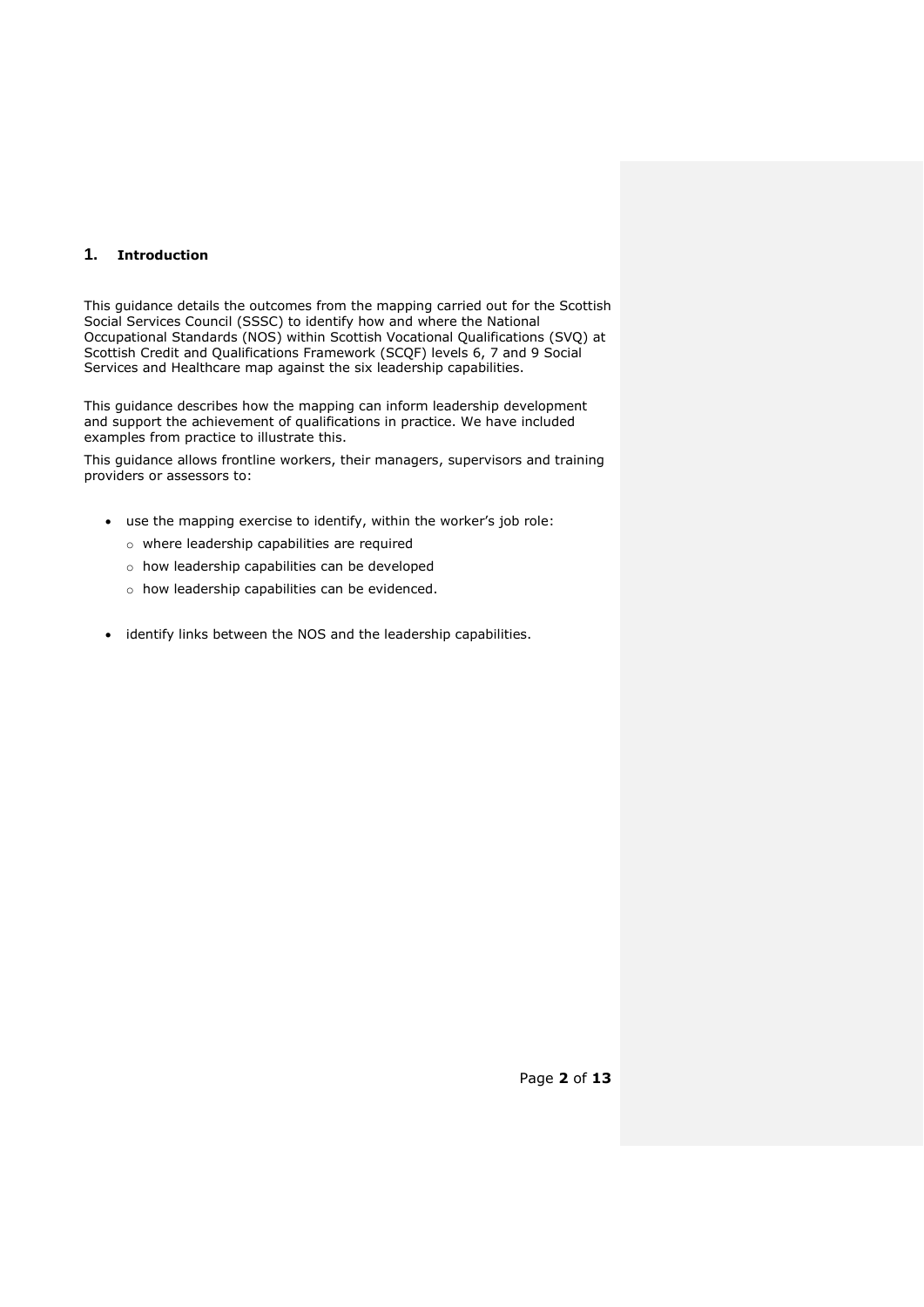## 1. Introduction

This guidance details the outcomes from the mapping carried out for the Scottish Social Services Council (SSSC) to identify how and where the National Occupational Standards (NOS) within Scottish Vocational Qualifications (SVQ) at Scottish Credit and Qualifications Framework (SCQF) levels 6, 7 and 9 Social Services and Healthcare map against the six leadership capabilities.

This guidance describes how the mapping can inform leadership development and support the achievement of qualifications in practice. We have included examples from practice to illustrate this.

This guidance allows frontline workers, their managers, supervisors and training providers or assessors to:

- use the mapping exercise to identify, within the worker's job role:
  - where leadership capabilities are required
  - how leadership capabilities can be developed
  - how leadership capabilities can be evidenced.
- identify links between the NOS and the leadership capabilities.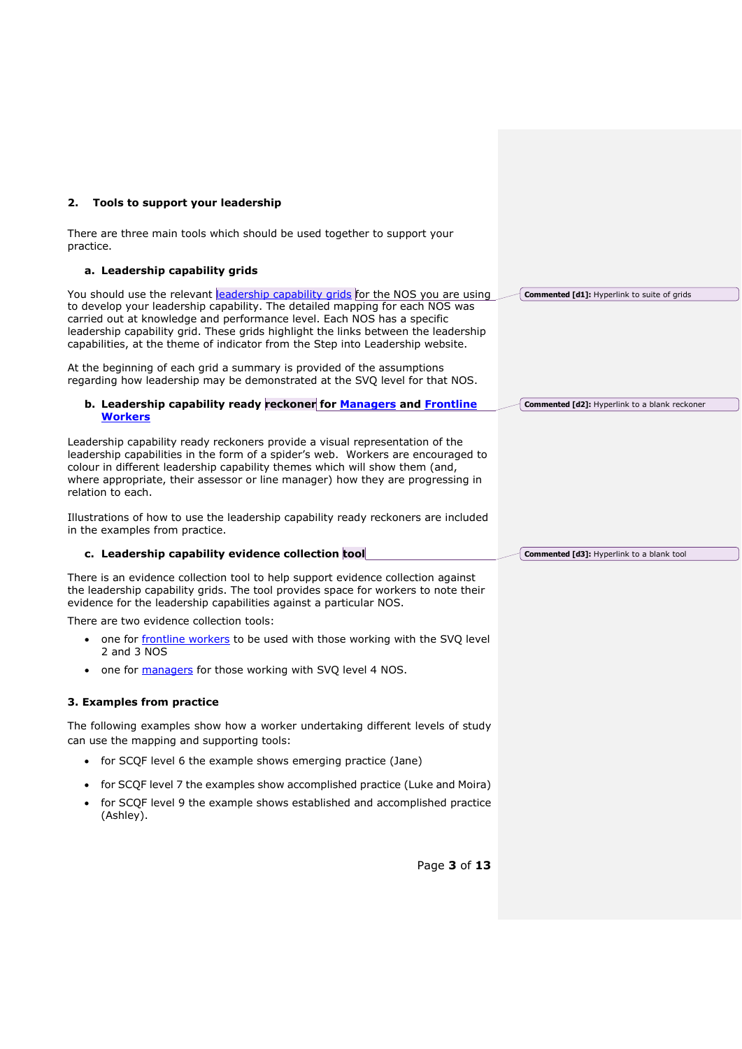## 2. Tools to support your leadership

There are three main tools which should be used together to support your practice.

### a. Leadership capability grids

You should use the relevant leadership capability grids for the NOS you are using to develop your leadership capability. The detailed mapping for each NOS was carried out at knowledge and performance level. Each NOS has a specific leadership capability grid. These grids highlight the links between the leadership capabilities, at the theme of indicator from the Step into Leadership website.

At the beginning of each grid a summary is provided of the assumptions regarding how leadership may be demonstrated at the SVQ level for that NOS.

### b. Leadership capability ready reckoner for Managers and Frontline Workers

Leadership capability ready reckoners provide a visual representation of the leadership capabilities in the form of a spider's web. Workers are encouraged to colour in different leadership capability themes which will show them (and, where appropriate, their assessor or line manager) how they are progressing in relation to each.

Illustrations of how to use the leadership capability ready reckoners are included in the examples from practice.

### c. Leadership capability evidence collection tool

There is an evidence collection tool to help support evidence collection against the leadership capability grids. The tool provides space for workers to note their evidence for the leadership capabilities against a particular NOS.

There are two evidence collection tools:

- one for frontline workers to be used with those working with the SVQ level 2 and 3 NOS
- one for managers for those working with SVQ level 4 NOS.

Commented [d1]: Hyperlink to suite of grids

Commented [d2]: Hyperlink to a blank reckoner

Commented [d3]: Hyperlink to a blank tool

## 3. Examples from practice

The following examples show how a worker undertaking different levels of study can use the mapping and supporting tools:

- for SCQF level 6 the example shows emerging practice (Jane)
- for SCQF level 7 the examples show accomplished practice (Luke and Moira)
- for SCQF level 9 the example shows established and accomplished practice (Ashley).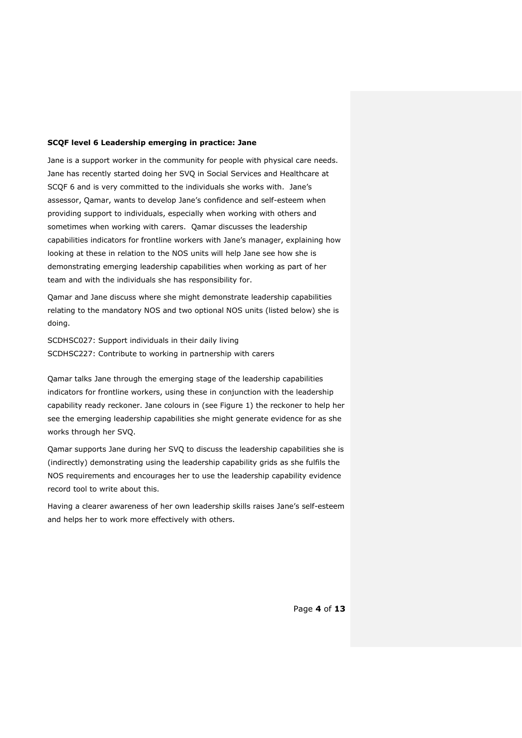**SCQF level 6 Leadership emerging in practice: Jane**

Jane is a support worker in the community for people with physical care needs. Jane has recently started doing her SVQ in Social Services and Healthcare at SCQF 6 and is very committed to the individuals she works with. Jane's assessor, Qamar, wants to develop Jane's confidence and self-esteem when providing support to individuals, especially when working with others and sometimes when working with carers. Qamar discusses the leadership capabilities indicators for frontline workers with Jane's manager, explaining how looking at these in relation to the NOS units will help Jane see how she is demonstrating emerging leadership capabilities when working as part of her team and with the individuals she has responsibility for.

Qamar and Jane discuss where she might demonstrate leadership capabilities relating to the mandatory NOS and two optional NOS units (listed below) she is doing.

SCDHSC027: Support individuals in their daily living
SCDHSC227: Contribute to working in partnership with carers

Qamar talks Jane through the emerging stage of the leadership capabilities indicators for frontline workers, using these in conjunction with the leadership capability ready reckoner. Jane colours in (see Figure 1) the reckoner to help her see the emerging leadership capabilities she might generate evidence for as she works through her SVQ.

Qamar supports Jane during her SVQ to discuss the leadership capabilities she is (indirectly) demonstrating using the leadership capability grids as she fulfils the NOS requirements and encourages her to use the leadership capability evidence record tool to write about this.

Having a clearer awareness of her own leadership skills raises Jane's self-esteem and helps her to work more effectively with others.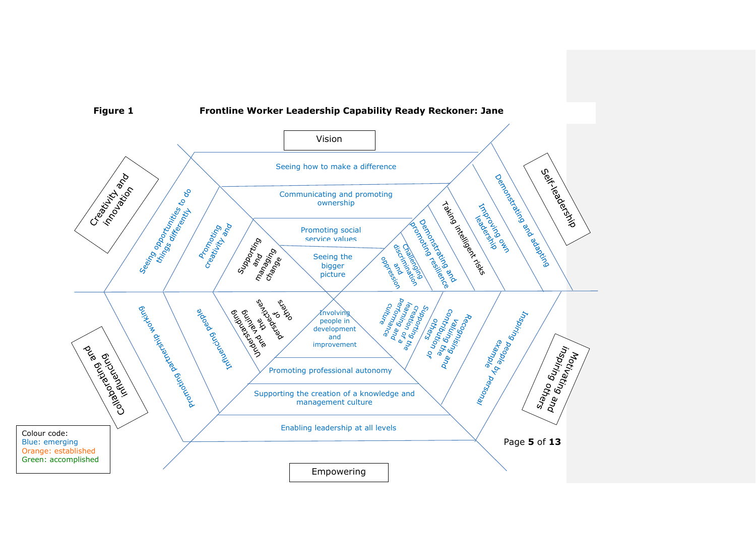**Figure 1** **Frontline Worker Leadership Capability Ready Reckoner: Jane**

**Vision**
- Seeing how to make a difference
- Communicating and promoting ownership
- Promoting social service values
- Seeing the bigger picture

**Self-leadership**
- Demonstrating and adapting
- Improving own leadership
- Taking intelligent risks
- Demonstrating and promoting resilience
- Challenging discrimination and oppression

**Motivating and inspiring others**
- Inspiring people by personal example
- Recognising and valuing the contribution of others
- Supporting the creation of a learning and performance culture

**Empowering**
- Enabling leadership at all levels
- Supporting the creation of a knowledge and management culture
- Promoting professional autonomy
- Involving people in development and improvement

**Collaborating and influencing**
- Promoting partnership working
- Influencing people
- Understanding and valuing the perspectives of others

**Creativity and innovation**
- Seeing opportunities to do things differently
- Promoting creativity and innovation
- Supporting and managing change

Colour code:
Blue: emerging
Orange: established
Green: accomplished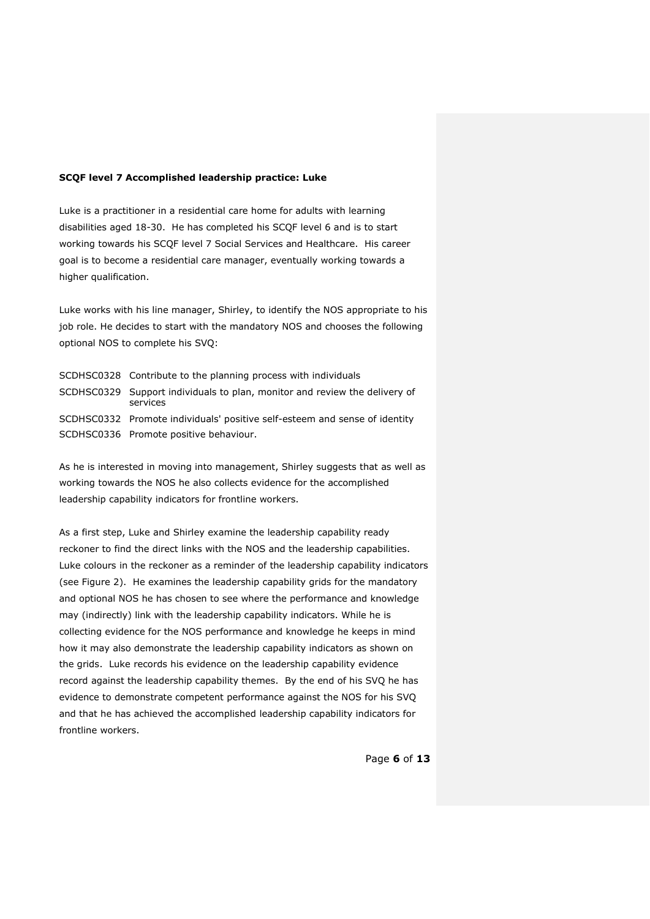**SCQF level 7 Accomplished leadership practice: Luke**

Luke is a practitioner in a residential care home for adults with learning disabilities aged 18-30. He has completed his SCQF level 6 and is to start working towards his SCQF level 7 Social Services and Healthcare. His career goal is to become a residential care manager, eventually working towards a higher qualification.

Luke works with his line manager, Shirley, to identify the NOS appropriate to his job role. He decides to start with the mandatory NOS and chooses the following optional NOS to complete his SVQ:

| | |
|---|---|
| SCDHSC0328 | Contribute to the planning process with individuals |
| SCDHSC0329 | Support individuals to plan, monitor and review the delivery of services |
| SCDHSC0332 | Promote individuals' positive self-esteem and sense of identity |
| SCDHSC0336 | Promote positive behaviour. |

As he is interested in moving into management, Shirley suggests that as well as working towards the NOS he also collects evidence for the accomplished leadership capability indicators for frontline workers.

As a first step, Luke and Shirley examine the leadership capability ready reckoner to find the direct links with the NOS and the leadership capabilities. Luke colours in the reckoner as a reminder of the leadership capability indicators (see Figure 2). He examines the leadership capability grids for the mandatory and optional NOS he has chosen to see where the performance and knowledge may (indirectly) link with the leadership capability indicators. While he is collecting evidence for the NOS performance and knowledge he keeps in mind how it may also demonstrate the leadership capability indicators as shown on the grids. Luke records his evidence on the leadership capability evidence record against the leadership capability themes. By the end of his SVQ he has evidence to demonstrate competent performance against the NOS for his SVQ and that he has achieved the accomplished leadership capability indicators for frontline workers.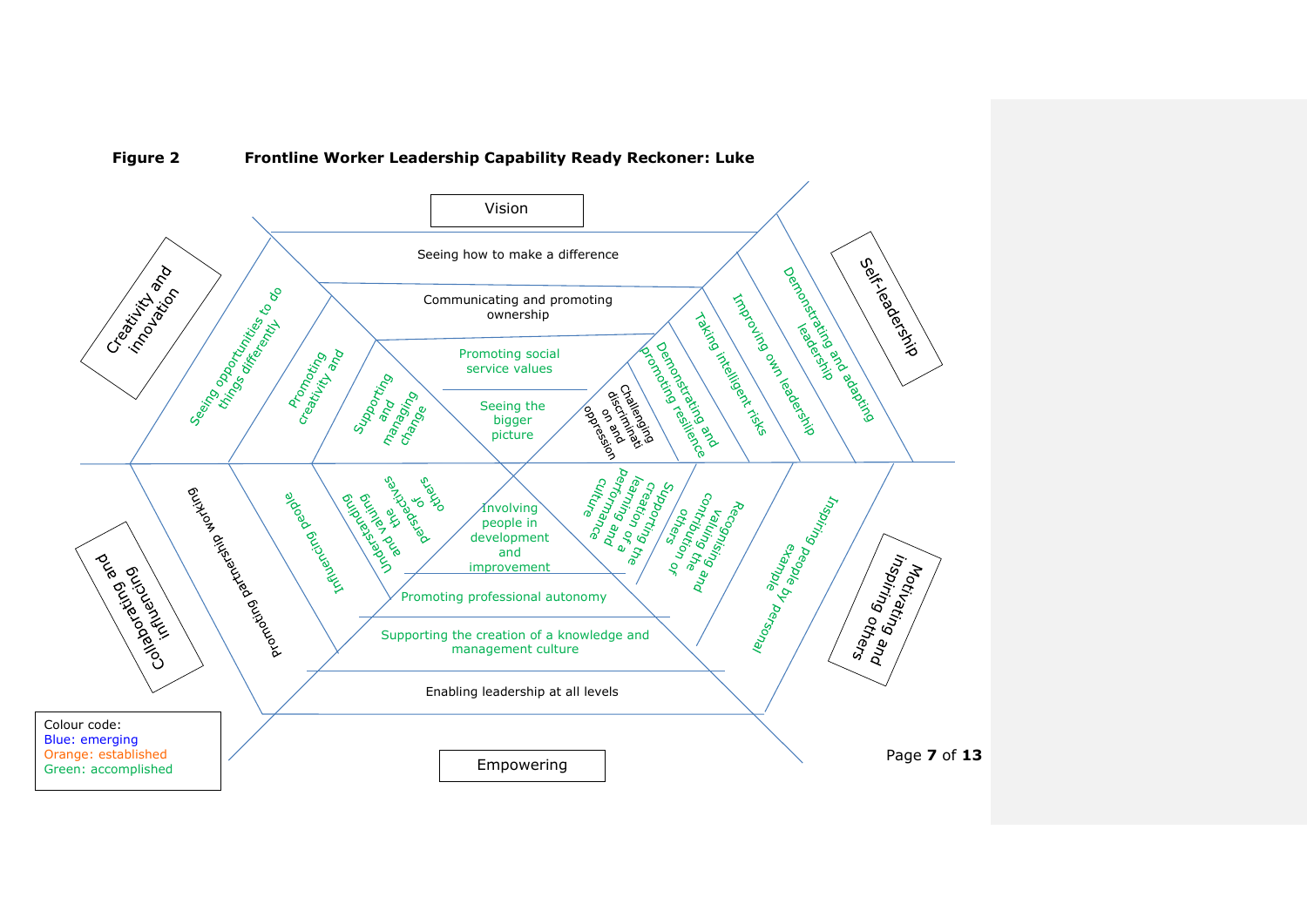**Figure 2 Frontline Worker Leadership Capability Ready Reckoner: Luke**

**Vision**

- Seeing how to make a difference
- Communicating and promoting ownership
- Promoting social service values
- Seeing the bigger picture

**Creativity and innovation**

- Seeing opportunities to do things differently
- Promoting creativity and
- Supporting and managing change

**Self-leadership**

- Demonstrating and adapting leadership
- Improving own leadership
- Taking intelligent risks
- Demonstrating and promoting resilience
- Challenging discrimination and oppression

**Collaborating and influencing**

- Promoting partnership working
- Influencing people
- Understanding and valuing the perspectives of others

**Motivating and inspiring others**

- Inspiring people by personal example
- Recognising and valuing the contribution of others
- Supporting the creation of a learning and performance culture

**Empowering**

- Involving people in development and improvement
- Promoting professional autonomy
- Supporting the creation of a knowledge and management culture
- Enabling leadership at all levels

Colour code:
Blue: emerging
Orange: established
Green: accomplished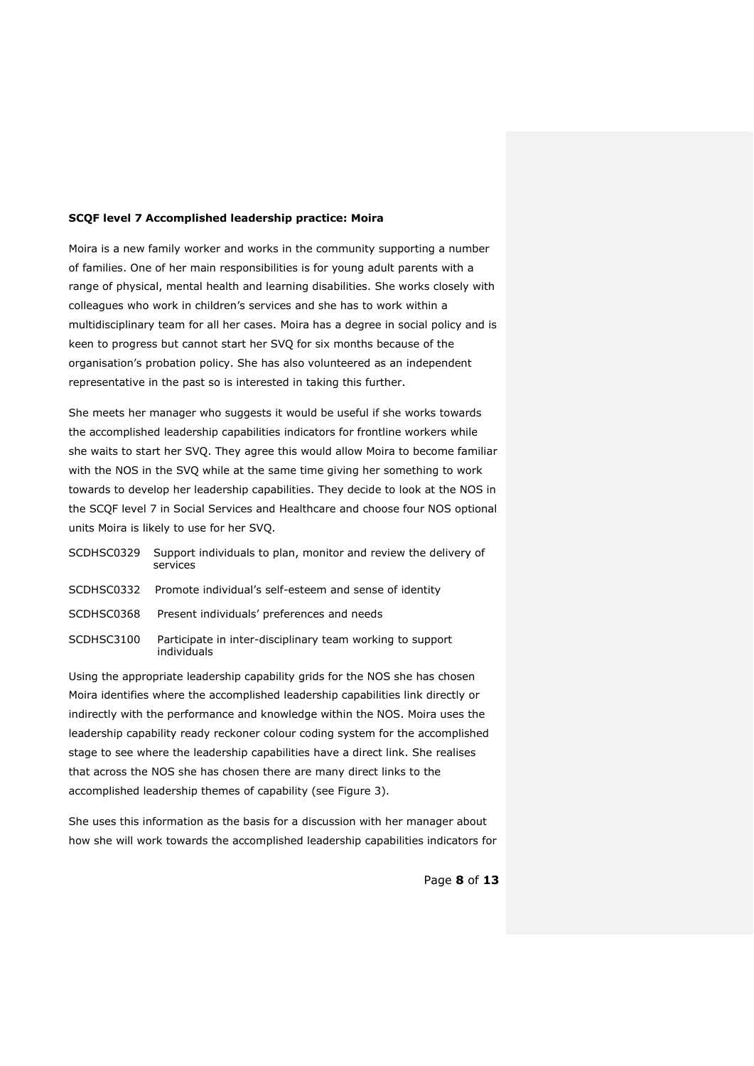**SCQF level 7 Accomplished leadership practice: Moira**

Moira is a new family worker and works in the community supporting a number of families. One of her main responsibilities is for young adult parents with a range of physical, mental health and learning disabilities. She works closely with colleagues who work in children's services and she has to work within a multidisciplinary team for all her cases. Moira has a degree in social policy and is keen to progress but cannot start her SVQ for six months because of the organisation's probation policy. She has also volunteered as an independent representative in the past so is interested in taking this further.

She meets her manager who suggests it would be useful if she works towards the accomplished leadership capabilities indicators for frontline workers while she waits to start her SVQ. They agree this would allow Moira to become familiar with the NOS in the SVQ while at the same time giving her something to work towards to develop her leadership capabilities. They decide to look at the NOS in the SCQF level 7 in Social Services and Healthcare and choose four NOS optional units Moira is likely to use for her SVQ.

| | |
|---|---|
| SCDHSC0329 | Support individuals to plan, monitor and review the delivery of services |
| SCDHSC0332 | Promote individual's self-esteem and sense of identity |
| SCDHSC0368 | Present individuals' preferences and needs |
| SCDHSC3100 | Participate in inter-disciplinary team working to support individuals |

Using the appropriate leadership capability grids for the NOS she has chosen Moira identifies where the accomplished leadership capabilities link directly or indirectly with the performance and knowledge within the NOS. Moira uses the leadership capability ready reckoner colour coding system for the accomplished stage to see where the leadership capabilities have a direct link. She realises that across the NOS she has chosen there are many direct links to the accomplished leadership themes of capability (see Figure 3).

She uses this information as the basis for a discussion with her manager about how she will work towards the accomplished leadership capabilities indicators for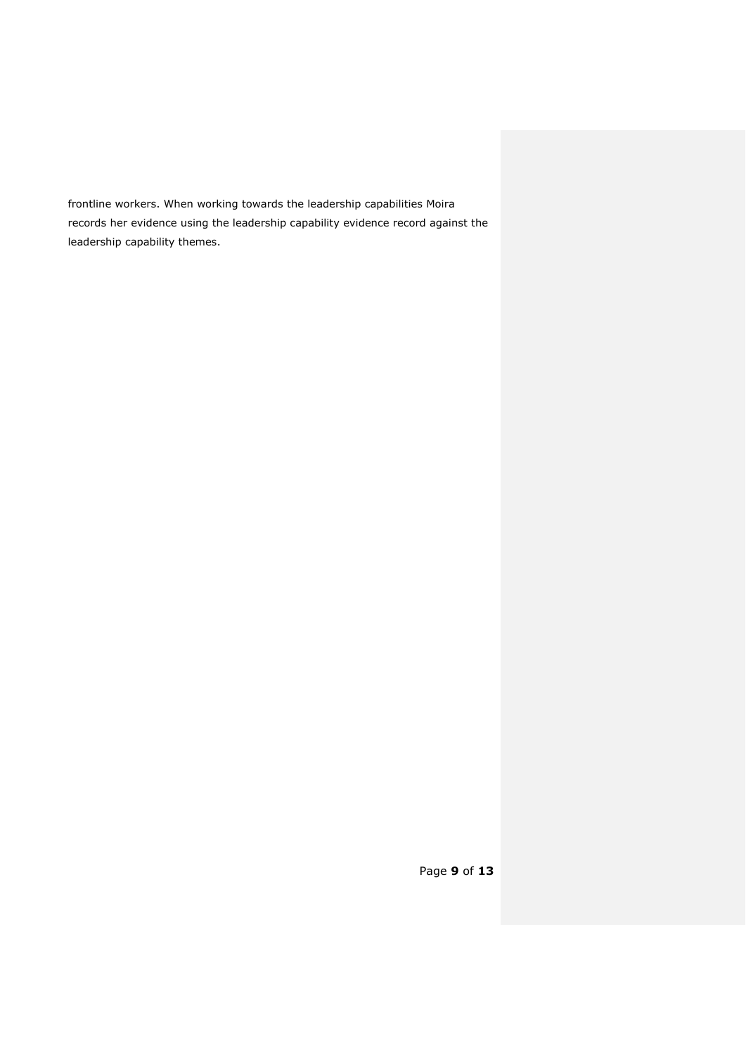frontline workers. When working towards the leadership capabilities Moira records her evidence using the leadership capability evidence record against the leadership capability themes.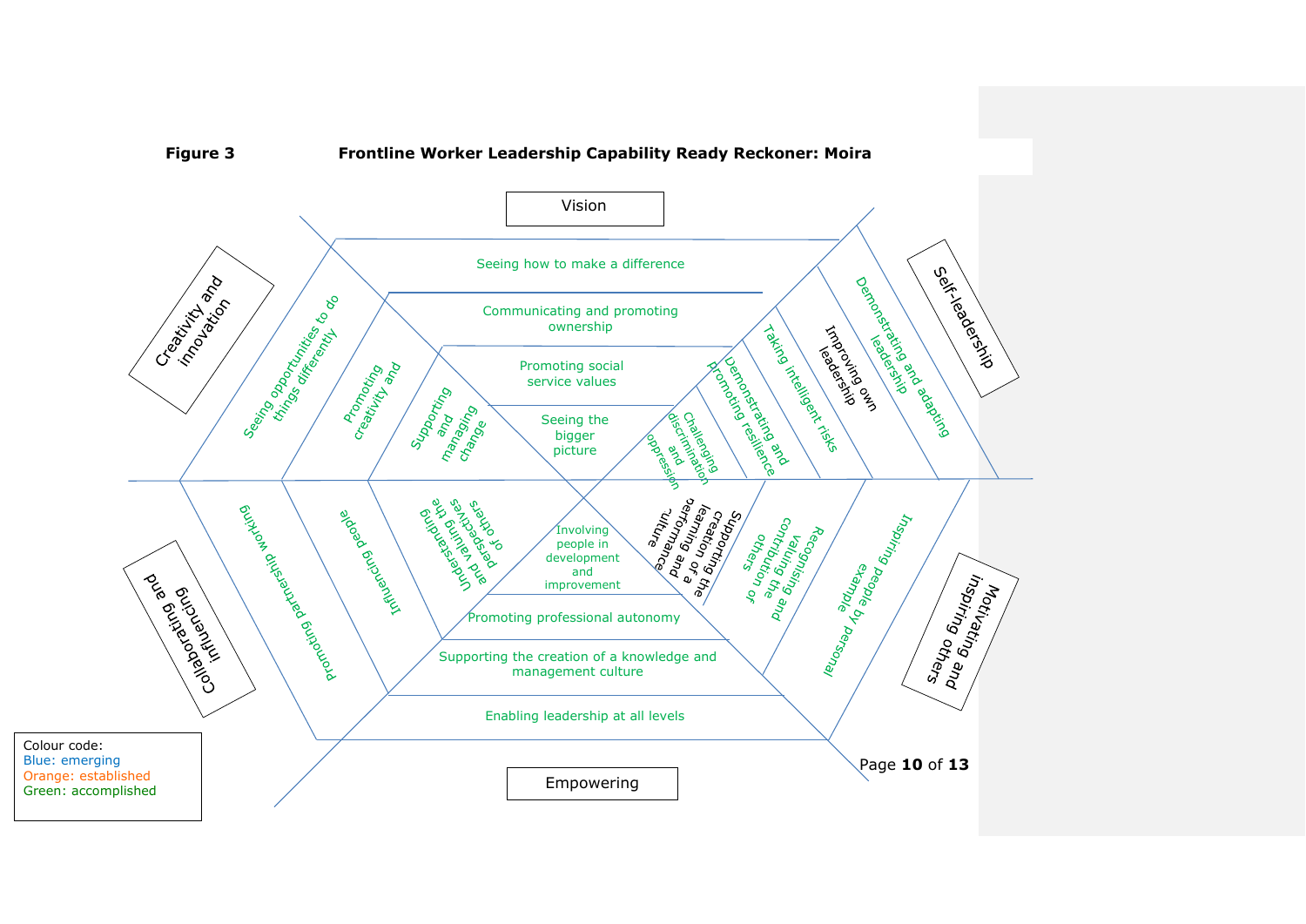**Figure 3** **Frontline Worker Leadership Capability Ready Reckoner: Moira**

**Vision**
- Seeing how to make a difference
- Communicating and promoting ownership
- Promoting social service values
- Seeing the bigger picture

**Creativity and innovation**
- Seeing opportunities to do things differently
- Promoting creativity and
- Supporting and managing change

**Self-leadership**
- Demonstrating and adapting leadership
- Improving own leadership
- Taking intelligent risks
- Demonstrating and Promoting resilience
- Challenging discrimination and oppression

**Collaborating and influencing**
- Promoting partnership working
- Influencing people
- Understanding and valuing the perspectives of others

**Motivating and inspiring others**
- Inspiring people by personal example
- Recognising and valuing the contribution of others
- Supporting the creation of a learning and performance culture

**Empowering**
- Involving people in development and improvement
- Promoting professional autonomy
- Supporting the creation of a knowledge and management culture
- Enabling leadership at all levels

Colour code:
Blue: emerging
Orange: established
Green: accomplished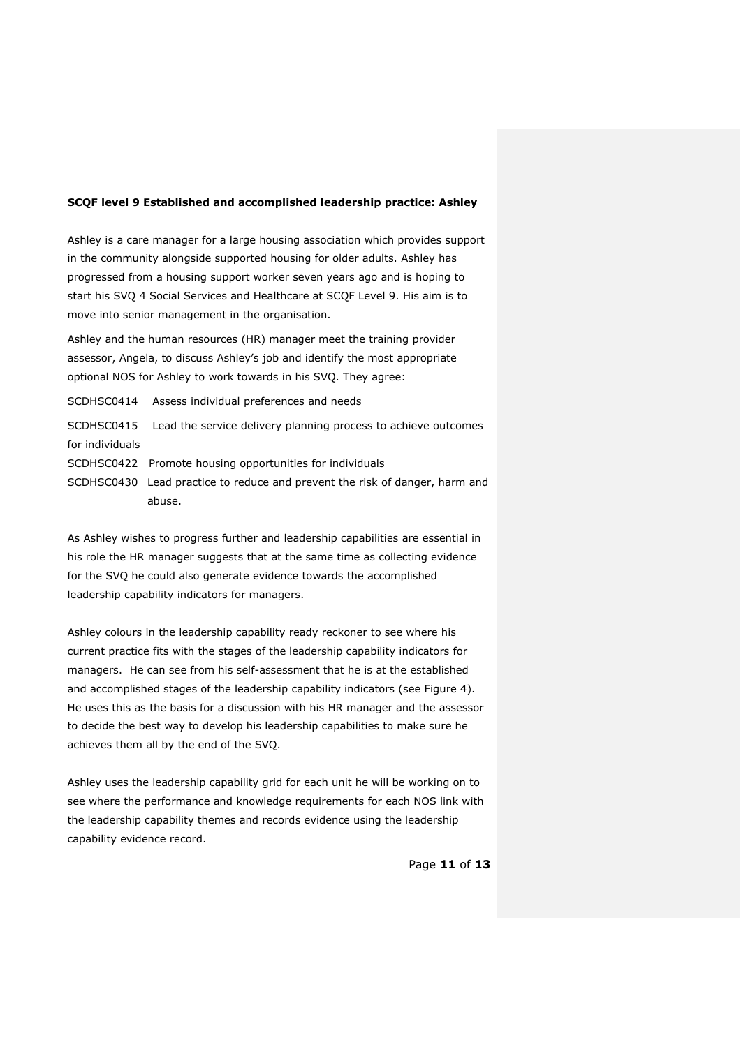**SCQF level 9 Established and accomplished leadership practice: Ashley**

Ashley is a care manager for a large housing association which provides support in the community alongside supported housing for older adults. Ashley has progressed from a housing support worker seven years ago and is hoping to start his SVQ 4 Social Services and Healthcare at SCQF Level 9. His aim is to move into senior management in the organisation.

Ashley and the human resources (HR) manager meet the training provider assessor, Angela, to discuss Ashley's job and identify the most appropriate optional NOS for Ashley to work towards in his SVQ. They agree:

SCDHSC0414 Assess individual preferences and needs

SCDHSC0415 Lead the service delivery planning process to achieve outcomes for individuals

SCDHSC0422 Promote housing opportunities for individuals

SCDHSC0430 Lead practice to reduce and prevent the risk of danger, harm and abuse.

As Ashley wishes to progress further and leadership capabilities are essential in his role the HR manager suggests that at the same time as collecting evidence for the SVQ he could also generate evidence towards the accomplished leadership capability indicators for managers.

Ashley colours in the leadership capability ready reckoner to see where his current practice fits with the stages of the leadership capability indicators for managers. He can see from his self-assessment that he is at the established and accomplished stages of the leadership capability indicators (see Figure 4). He uses this as the basis for a discussion with his HR manager and the assessor to decide the best way to develop his leadership capabilities to make sure he achieves them all by the end of the SVQ.

Ashley uses the leadership capability grid for each unit he will be working on to see where the performance and knowledge requirements for each NOS link with the leadership capability themes and records evidence using the leadership capability evidence record.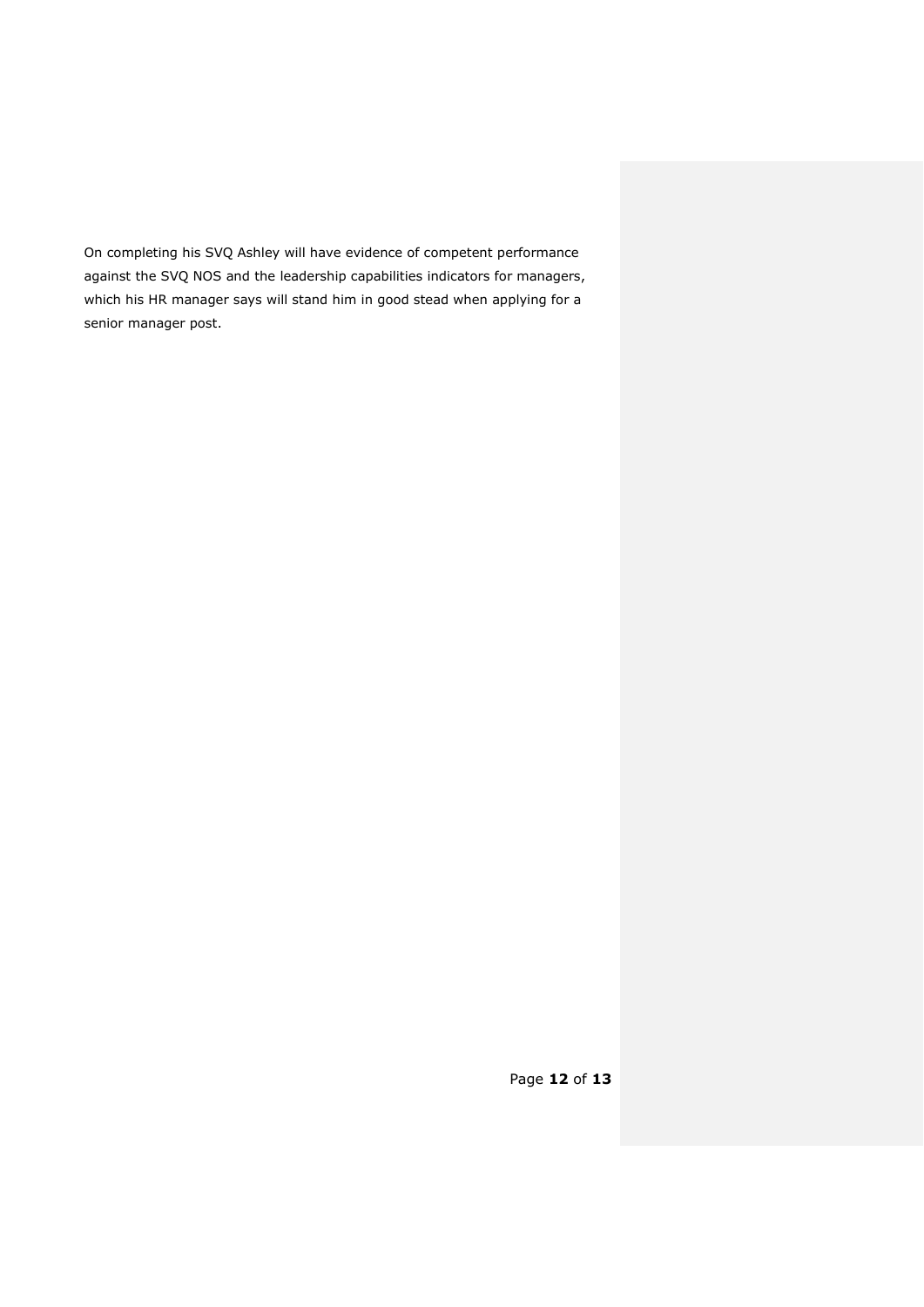On completing his SVQ Ashley will have evidence of competent performance against the SVQ NOS and the leadership capabilities indicators for managers, which his HR manager says will stand him in good stead when applying for a senior manager post.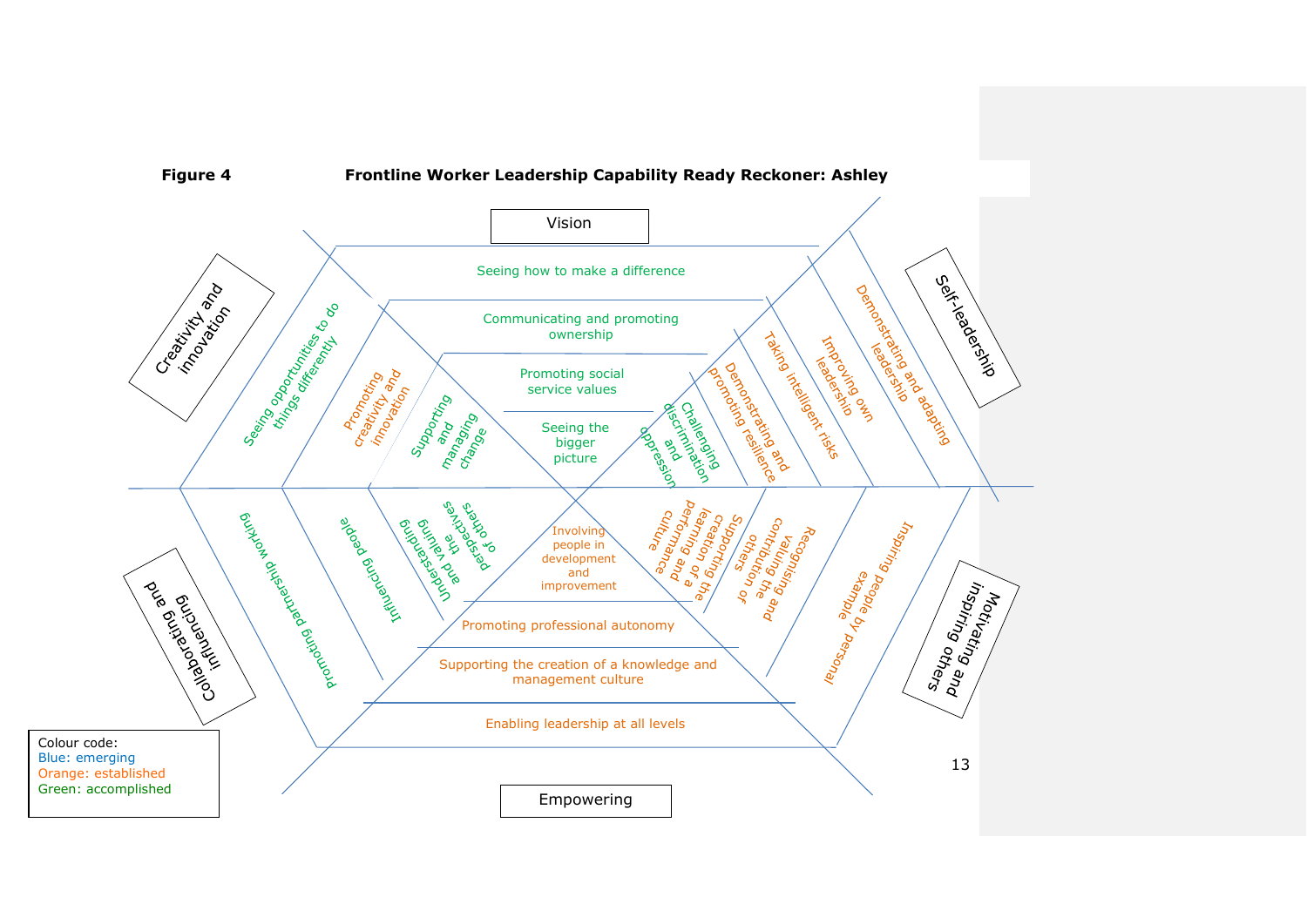**Figure 4** **Frontline Worker Leadership Capability Ready Reckoner: Ashley**

Vision

Seeing how to make a difference

Communicating and promoting ownership

Promoting social service values

Seeing the bigger picture

Creativity and innovation

Seeing opportunities to do things differently

Promoting creativity and innovation

Supporting and managing change

Self-leadership

Demonstrating and adapting leadership

Improving own leadership

Taking intelligent risks

Demonstrating and promoting resilience

Challenging discrimination and oppression

Collaborating and influencing

Promoting partnership working

Influencing people

Understanding and valuing the perspectives of others

Involving people in development and improvement

Motivating and inspiring others

Inspiring people by personal example

Recognising and valuing the contribution of others

Supporting the creation of a learning and performance culture

Promoting professional autonomy

Supporting the creation of a knowledge and management culture

Enabling leadership at all levels

Empowering

Colour code:
Blue: emerging
Orange: established
Green: accomplished